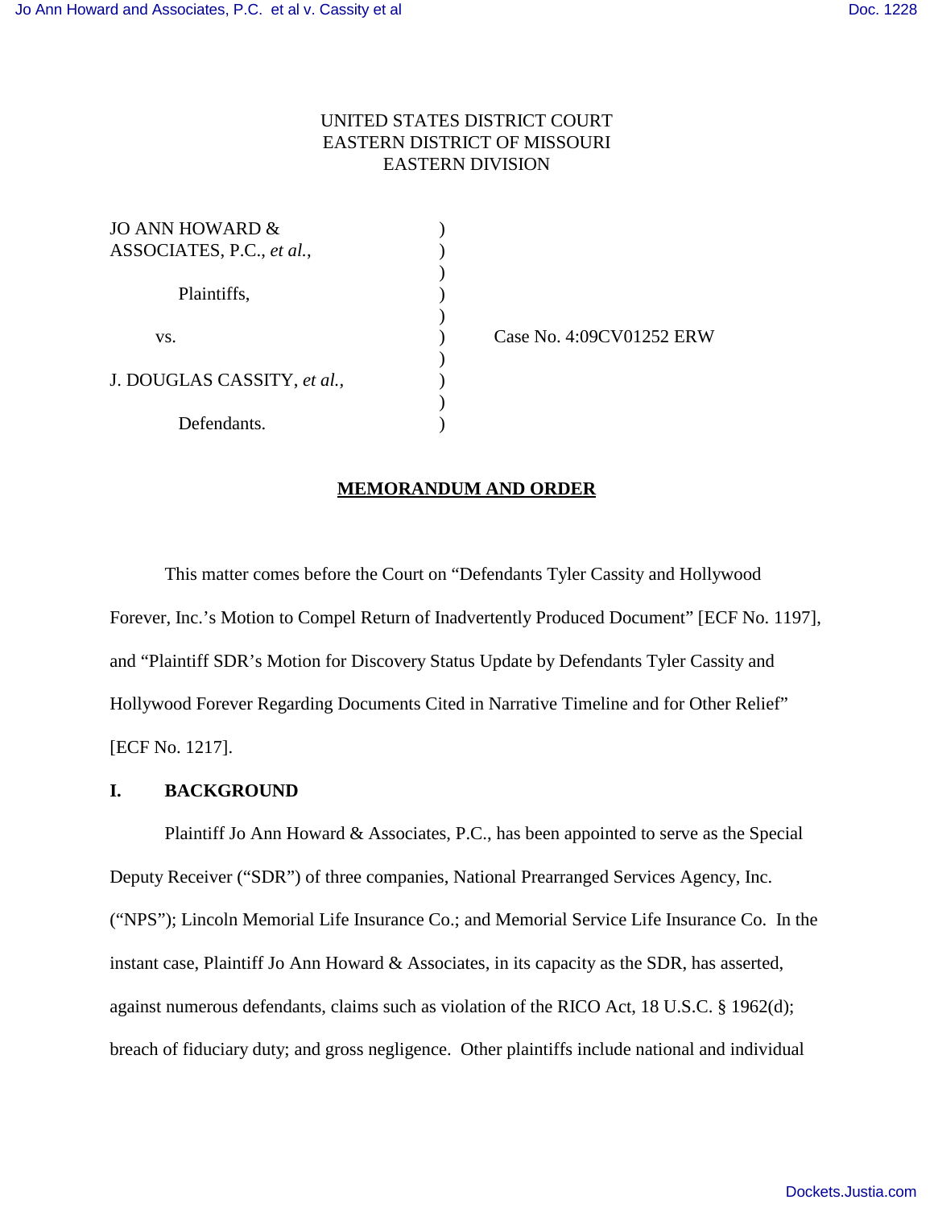UNITED STATES DISTRICT COURT
EASTERN DISTRICT OF MISSOURI
EASTERN DIVISION

| | | |
|---|---|---|
| JO ANN HOWARD & ASSOCIATES, P.C., *et al.*, | ) | |
| Plaintiffs, | ) | |
| vs. | ) | Case No. 4:09CV01252 ERW |
| J. DOUGLAS CASSITY, *et al.*, | ) | |
| Defendants. | ) | |

**MEMORANDUM AND ORDER**

This matter comes before the Court on "Defendants Tyler Cassity and Hollywood Forever, Inc.'s Motion to Compel Return of Inadvertently Produced Document" [ECF No. 1197], and "Plaintiff SDR's Motion for Discovery Status Update by Defendants Tyler Cassity and Hollywood Forever Regarding Documents Cited in Narrative Timeline and for Other Relief" [ECF No. 1217].

## I. BACKGROUND

Plaintiff Jo Ann Howard & Associates, P.C., has been appointed to serve as the Special Deputy Receiver ("SDR") of three companies, National Prearranged Services Agency, Inc. ("NPS"); Lincoln Memorial Life Insurance Co.; and Memorial Service Life Insurance Co. In the instant case, Plaintiff Jo Ann Howard & Associates, in its capacity as the SDR, has asserted, against numerous defendants, claims such as violation of the RICO Act, 18 U.S.C. § 1962(d); breach of fiduciary duty; and gross negligence. Other plaintiffs include national and individual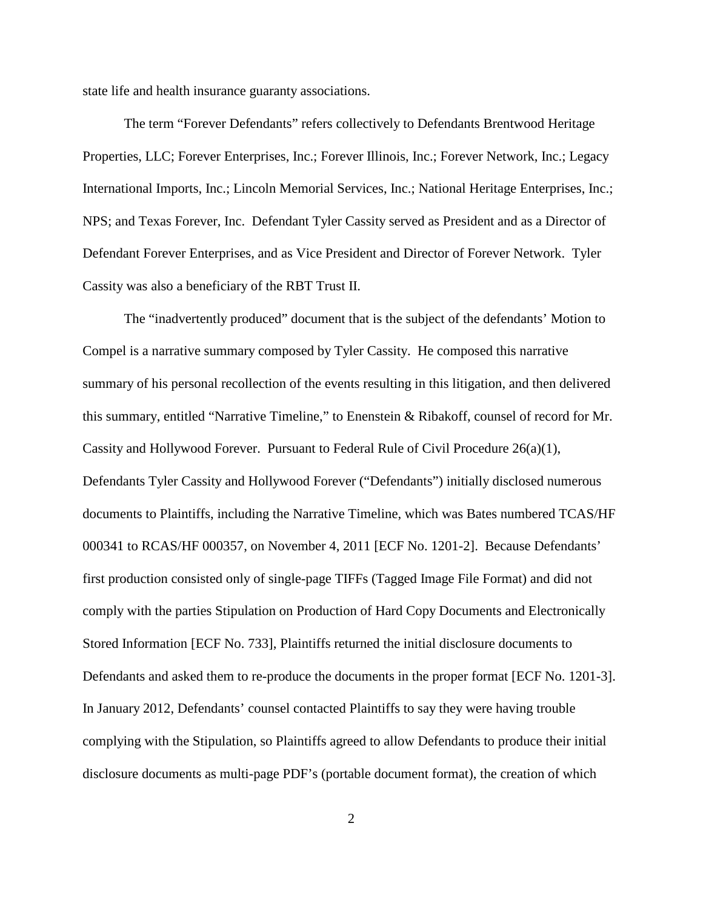state life and health insurance guaranty associations.

The term "Forever Defendants" refers collectively to Defendants Brentwood Heritage Properties, LLC; Forever Enterprises, Inc.; Forever Illinois, Inc.; Forever Network, Inc.; Legacy International Imports, Inc.; Lincoln Memorial Services, Inc.; National Heritage Enterprises, Inc.; NPS; and Texas Forever, Inc. Defendant Tyler Cassity served as President and as a Director of Defendant Forever Enterprises, and as Vice President and Director of Forever Network. Tyler Cassity was also a beneficiary of the RBT Trust II.

The "inadvertently produced" document that is the subject of the defendants' Motion to Compel is a narrative summary composed by Tyler Cassity. He composed this narrative summary of his personal recollection of the events resulting in this litigation, and then delivered this summary, entitled "Narrative Timeline," to Enenstein & Ribakoff, counsel of record for Mr. Cassity and Hollywood Forever. Pursuant to Federal Rule of Civil Procedure 26(a)(1), Defendants Tyler Cassity and Hollywood Forever ("Defendants") initially disclosed numerous documents to Plaintiffs, including the Narrative Timeline, which was Bates numbered TCAS/HF 000341 to RCAS/HF 000357, on November 4, 2011 [ECF No. 1201-2]. Because Defendants' first production consisted only of single-page TIFFs (Tagged Image File Format) and did not comply with the parties Stipulation on Production of Hard Copy Documents and Electronically Stored Information [ECF No. 733], Plaintiffs returned the initial disclosure documents to Defendants and asked them to re-produce the documents in the proper format [ECF No. 1201-3]. In January 2012, Defendants' counsel contacted Plaintiffs to say they were having trouble complying with the Stipulation, so Plaintiffs agreed to allow Defendants to produce their initial disclosure documents as multi-page PDF's (portable document format), the creation of which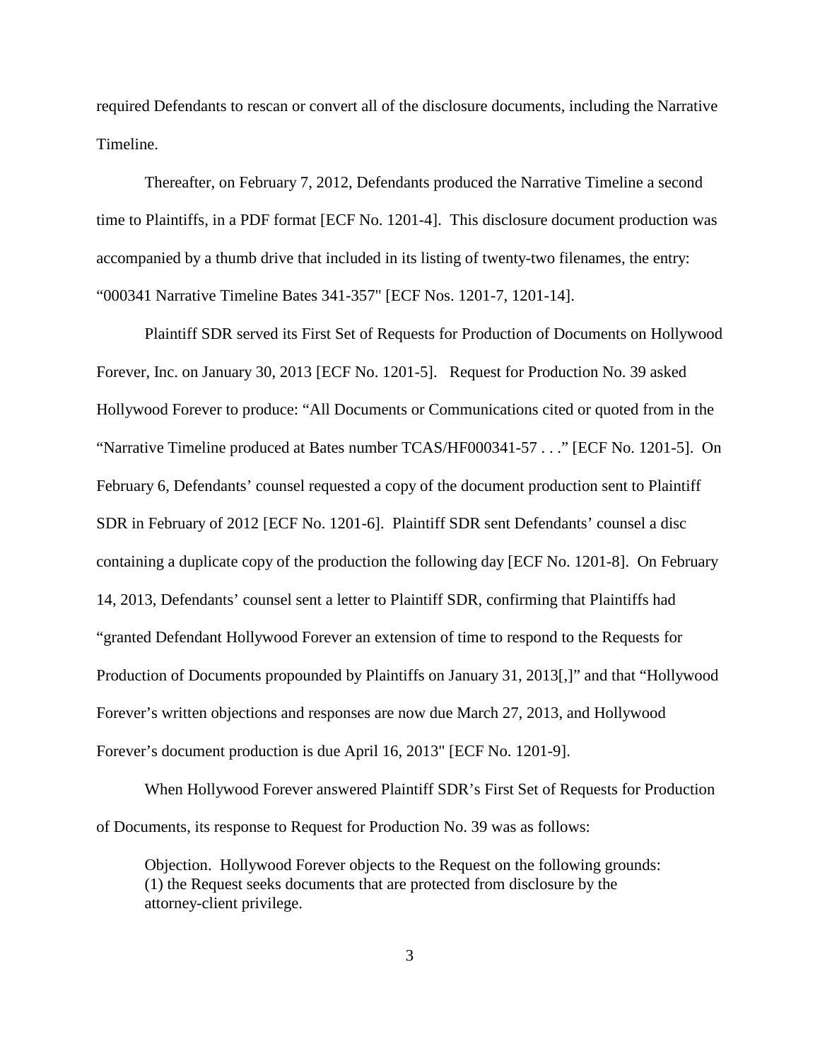required Defendants to rescan or convert all of the disclosure documents, including the Narrative Timeline.

Thereafter, on February 7, 2012, Defendants produced the Narrative Timeline a second time to Plaintiffs, in a PDF format [ECF No. 1201-4]. This disclosure document production was accompanied by a thumb drive that included in its listing of twenty-two filenames, the entry: "000341 Narrative Timeline Bates 341-357" [ECF Nos. 1201-7, 1201-14].

Plaintiff SDR served its First Set of Requests for Production of Documents on Hollywood Forever, Inc. on January 30, 2013 [ECF No. 1201-5]. Request for Production No. 39 asked Hollywood Forever to produce: "All Documents or Communications cited or quoted from in the "Narrative Timeline produced at Bates number TCAS/HF000341-57 . . ." [ECF No. 1201-5]. On February 6, Defendants' counsel requested a copy of the document production sent to Plaintiff SDR in February of 2012 [ECF No. 1201-6]. Plaintiff SDR sent Defendants' counsel a disc containing a duplicate copy of the production the following day [ECF No. 1201-8]. On February 14, 2013, Defendants' counsel sent a letter to Plaintiff SDR, confirming that Plaintiffs had "granted Defendant Hollywood Forever an extension of time to respond to the Requests for Production of Documents propounded by Plaintiffs on January 31, 2013[,]" and that "Hollywood Forever's written objections and responses are now due March 27, 2013, and Hollywood Forever's document production is due April 16, 2013" [ECF No. 1201-9].

When Hollywood Forever answered Plaintiff SDR's First Set of Requests for Production of Documents, its response to Request for Production No. 39 was as follows:

> Objection. Hollywood Forever objects to the Request on the following grounds: (1) the Request seeks documents that are protected from disclosure by the attorney-client privilege.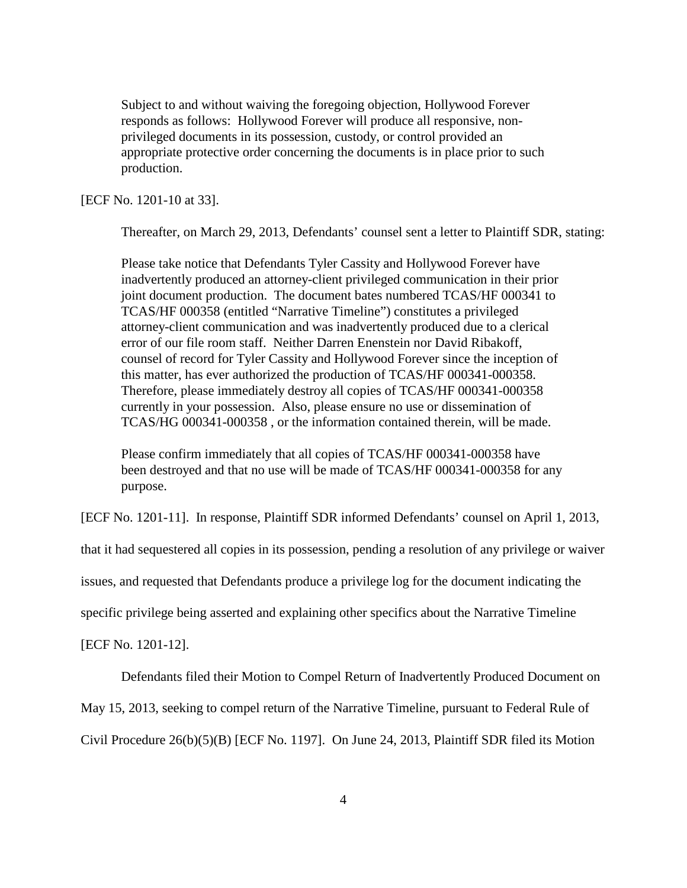> Subject to and without waiving the foregoing objection, Hollywood Forever responds as follows: Hollywood Forever will produce all responsive, non-privileged documents in its possession, custody, or control provided an appropriate protective order concerning the documents is in place prior to such production.

[ECF No. 1201-10 at 33].

Thereafter, on March 29, 2013, Defendants' counsel sent a letter to Plaintiff SDR, stating:

> Please take notice that Defendants Tyler Cassity and Hollywood Forever have inadvertently produced an attorney-client privileged communication in their prior joint document production. The document bates numbered TCAS/HF 000341 to TCAS/HF 000358 (entitled "Narrative Timeline") constitutes a privileged attorney-client communication and was inadvertently produced due to a clerical error of our file room staff. Neither Darren Enenstein nor David Ribakoff, counsel of record for Tyler Cassity and Hollywood Forever since the inception of this matter, has ever authorized the production of TCAS/HF 000341-000358. Therefore, please immediately destroy all copies of TCAS/HF 000341-000358 currently in your possession. Also, please ensure no use or dissemination of TCAS/HG 000341-000358 , or the information contained therein, will be made.
>
> Please confirm immediately that all copies of TCAS/HF 000341-000358 have been destroyed and that no use will be made of TCAS/HF 000341-000358 for any purpose.

[ECF No. 1201-11]. In response, Plaintiff SDR informed Defendants' counsel on April 1, 2013, that it had sequestered all copies in its possession, pending a resolution of any privilege or waiver issues, and requested that Defendants produce a privilege log for the document indicating the specific privilege being asserted and explaining other specifics about the Narrative Timeline [ECF No. 1201-12].

Defendants filed their Motion to Compel Return of Inadvertently Produced Document on May 15, 2013, seeking to compel return of the Narrative Timeline, pursuant to Federal Rule of Civil Procedure 26(b)(5)(B) [ECF No. 1197]. On June 24, 2013, Plaintiff SDR filed its Motion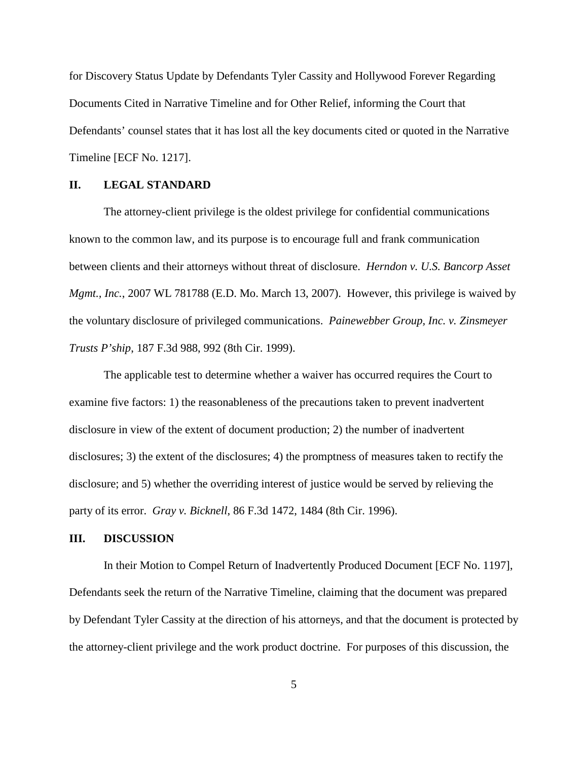for Discovery Status Update by Defendants Tyler Cassity and Hollywood Forever Regarding Documents Cited in Narrative Timeline and for Other Relief, informing the Court that Defendants' counsel states that it has lost all the key documents cited or quoted in the Narrative Timeline [ECF No. 1217].

## II. LEGAL STANDARD

The attorney-client privilege is the oldest privilege for confidential communications known to the common law, and its purpose is to encourage full and frank communication between clients and their attorneys without threat of disclosure. *Herndon v. U.S. Bancorp Asset Mgmt., Inc.*, 2007 WL 781788 (E.D. Mo. March 13, 2007). However, this privilege is waived by the voluntary disclosure of privileged communications. *Painewebber Group, Inc. v. Zinsmeyer Trusts P'ship*, 187 F.3d 988, 992 (8th Cir. 1999).

The applicable test to determine whether a waiver has occurred requires the Court to examine five factors: 1) the reasonableness of the precautions taken to prevent inadvertent disclosure in view of the extent of document production; 2) the number of inadvertent disclosures; 3) the extent of the disclosures; 4) the promptness of measures taken to rectify the disclosure; and 5) whether the overriding interest of justice would be served by relieving the party of its error. *Gray v. Bicknell*, 86 F.3d 1472, 1484 (8th Cir. 1996).

## III. DISCUSSION

In their Motion to Compel Return of Inadvertently Produced Document [ECF No. 1197], Defendants seek the return of the Narrative Timeline, claiming that the document was prepared by Defendant Tyler Cassity at the direction of his attorneys, and that the document is protected by the attorney-client privilege and the work product doctrine. For purposes of this discussion, the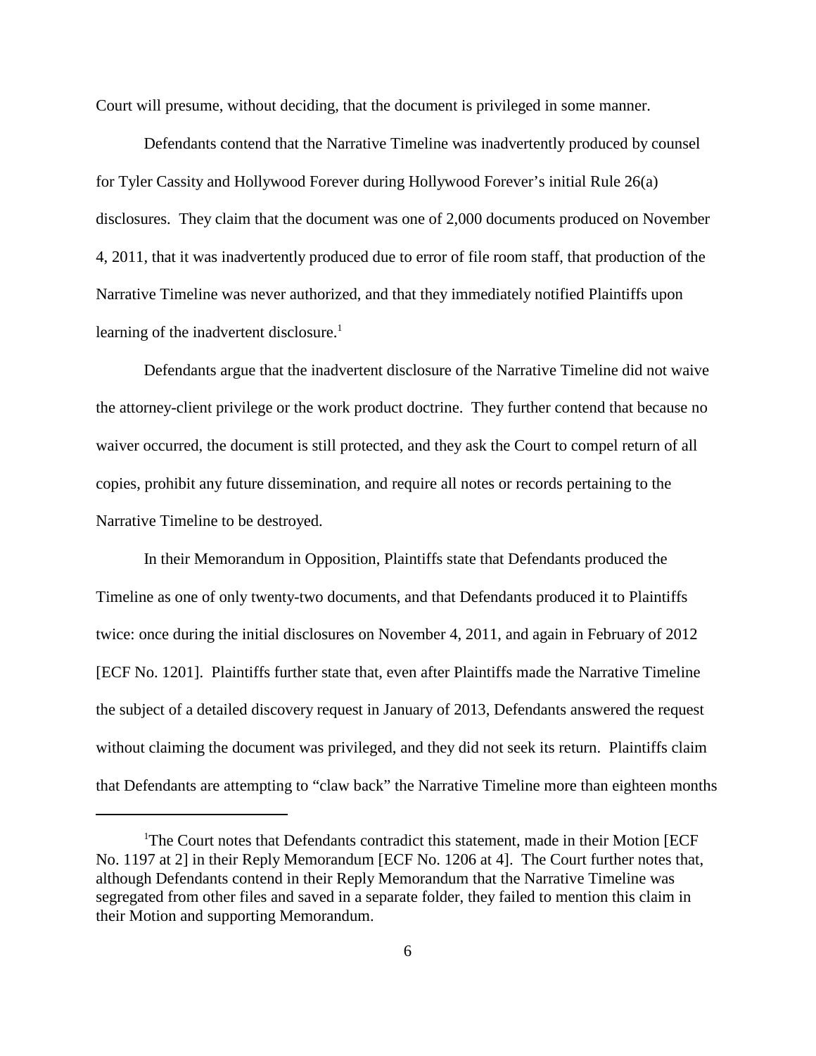Court will presume, without deciding, that the document is privileged in some manner.

Defendants contend that the Narrative Timeline was inadvertently produced by counsel for Tyler Cassity and Hollywood Forever during Hollywood Forever's initial Rule 26(a) disclosures. They claim that the document was one of 2,000 documents produced on November 4, 2011, that it was inadvertently produced due to error of file room staff, that production of the Narrative Timeline was never authorized, and that they immediately notified Plaintiffs upon learning of the inadvertent disclosure.[1]

Defendants argue that the inadvertent disclosure of the Narrative Timeline did not waive the attorney-client privilege or the work product doctrine. They further contend that because no waiver occurred, the document is still protected, and they ask the Court to compel return of all copies, prohibit any future dissemination, and require all notes or records pertaining to the Narrative Timeline to be destroyed.

In their Memorandum in Opposition, Plaintiffs state that Defendants produced the Timeline as one of only twenty-two documents, and that Defendants produced it to Plaintiffs twice: once during the initial disclosures on November 4, 2011, and again in February of 2012 [ECF No. 1201]. Plaintiffs further state that, even after Plaintiffs made the Narrative Timeline the subject of a detailed discovery request in January of 2013, Defendants answered the request without claiming the document was privileged, and they did not seek its return. Plaintiffs claim that Defendants are attempting to "claw back" the Narrative Timeline more than eighteen months

---

[1] The Court notes that Defendants contradict this statement, made in their Motion [ECF No. 1197 at 2] in their Reply Memorandum [ECF No. 1206 at 4]. The Court further notes that, although Defendants contend in their Reply Memorandum that the Narrative Timeline was segregated from other files and saved in a separate folder, they failed to mention this claim in their Motion and supporting Memorandum.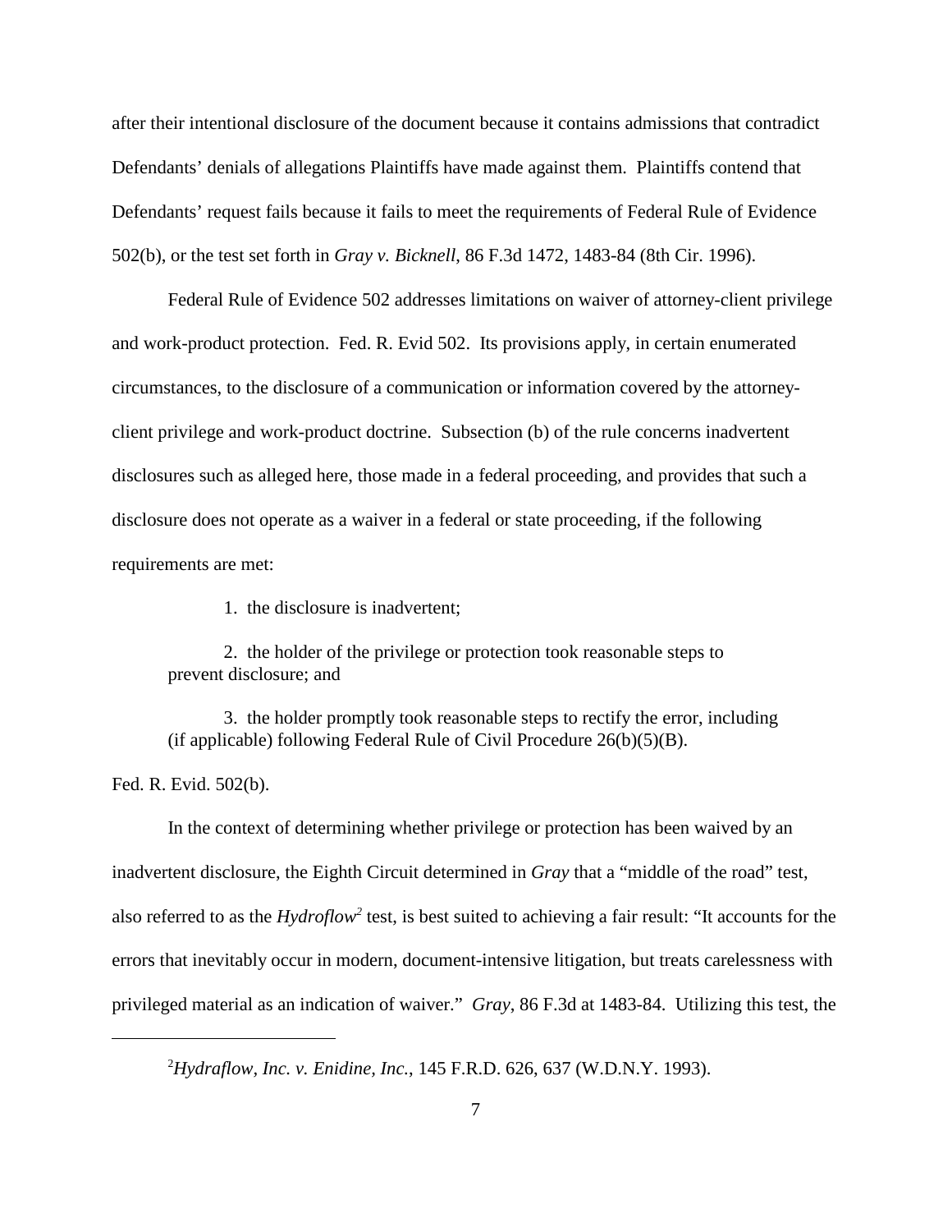after their intentional disclosure of the document because it contains admissions that contradict Defendants' denials of allegations Plaintiffs have made against them. Plaintiffs contend that Defendants' request fails because it fails to meet the requirements of Federal Rule of Evidence 502(b), or the test set forth in *Gray v. Bicknell*, 86 F.3d 1472, 1483-84 (8th Cir. 1996).

Federal Rule of Evidence 502 addresses limitations on waiver of attorney-client privilege and work-product protection. Fed. R. Evid 502. Its provisions apply, in certain enumerated circumstances, to the disclosure of a communication or information covered by the attorney-client privilege and work-product doctrine. Subsection (b) of the rule concerns inadvertent disclosures such as alleged here, those made in a federal proceeding, and provides that such a disclosure does not operate as a waiver in a federal or state proceeding, if the following requirements are met:

> 1. the disclosure is inadvertent;
>
> 2. the holder of the privilege or protection took reasonable steps to prevent disclosure; and
>
> 3. the holder promptly took reasonable steps to rectify the error, including (if applicable) following Federal Rule of Civil Procedure 26(b)(5)(B).

Fed. R. Evid. 502(b).

In the context of determining whether privilege or protection has been waived by an inadvertent disclosure, the Eighth Circuit determined in *Gray* that a "middle of the road" test, also referred to as the *Hydroflow*[2] test, is best suited to achieving a fair result: "It accounts for the errors that inevitably occur in modern, document-intensive litigation, but treats carelessness with privileged material as an indication of waiver." *Gray*, 86 F.3d at 1483-84. Utilizing this test, the

---

[2] *Hydraflow, Inc. v. Enidine, Inc.*, 145 F.R.D. 626, 637 (W.D.N.Y. 1993).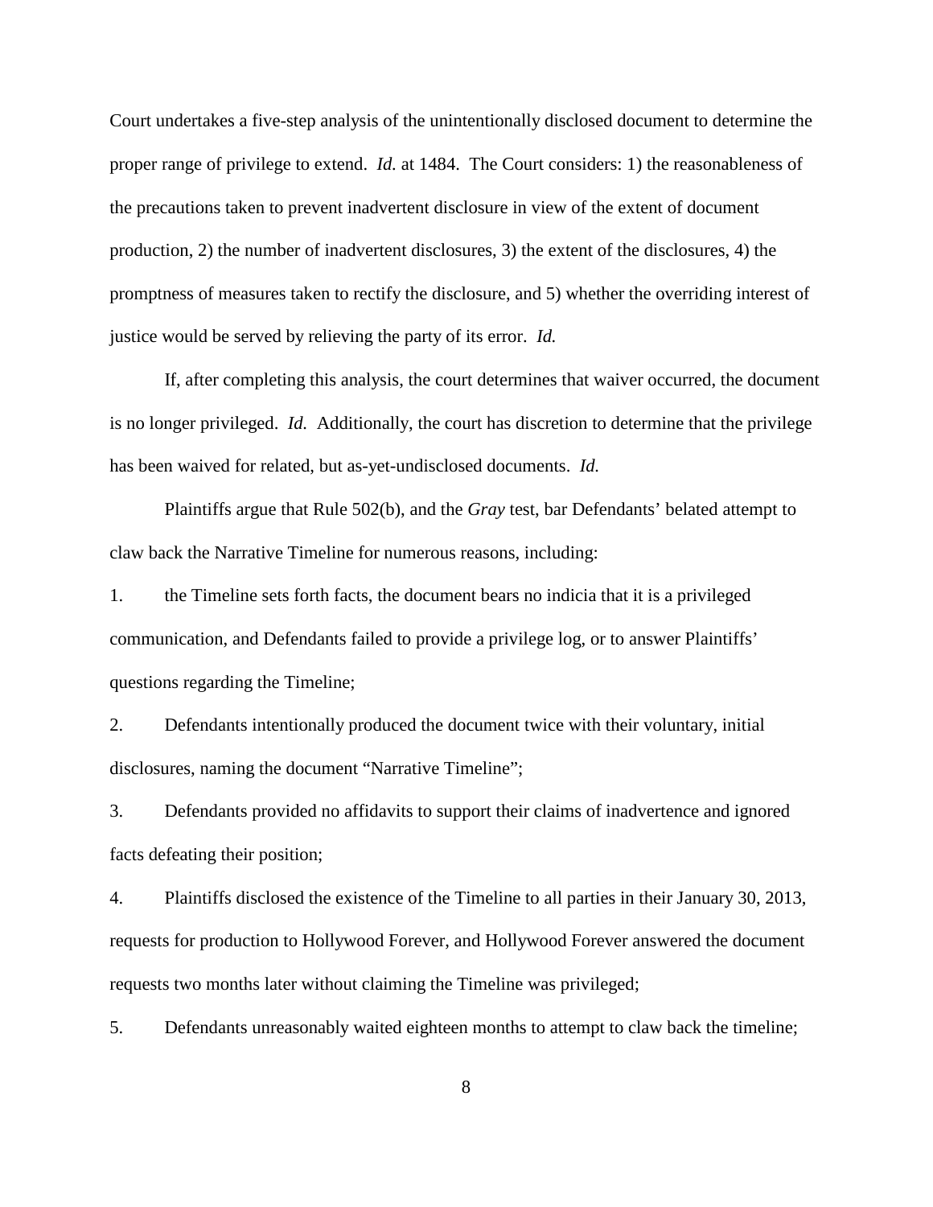Court undertakes a five-step analysis of the unintentionally disclosed document to determine the proper range of privilege to extend. *Id.* at 1484. The Court considers: 1) the reasonableness of the precautions taken to prevent inadvertent disclosure in view of the extent of document production, 2) the number of inadvertent disclosures, 3) the extent of the disclosures, 4) the promptness of measures taken to rectify the disclosure, and 5) whether the overriding interest of justice would be served by relieving the party of its error. *Id.*

If, after completing this analysis, the court determines that waiver occurred, the document is no longer privileged. *Id.* Additionally, the court has discretion to determine that the privilege has been waived for related, but as-yet-undisclosed documents. *Id.*

Plaintiffs argue that Rule 502(b), and the *Gray* test, bar Defendants' belated attempt to claw back the Narrative Timeline for numerous reasons, including:

1. the Timeline sets forth facts, the document bears no indicia that it is a privileged communication, and Defendants failed to provide a privilege log, or to answer Plaintiffs' questions regarding the Timeline;

2. Defendants intentionally produced the document twice with their voluntary, initial disclosures, naming the document "Narrative Timeline";

3. Defendants provided no affidavits to support their claims of inadvertence and ignored facts defeating their position;

4. Plaintiffs disclosed the existence of the Timeline to all parties in their January 30, 2013, requests for production to Hollywood Forever, and Hollywood Forever answered the document requests two months later without claiming the Timeline was privileged;

5. Defendants unreasonably waited eighteen months to attempt to claw back the timeline;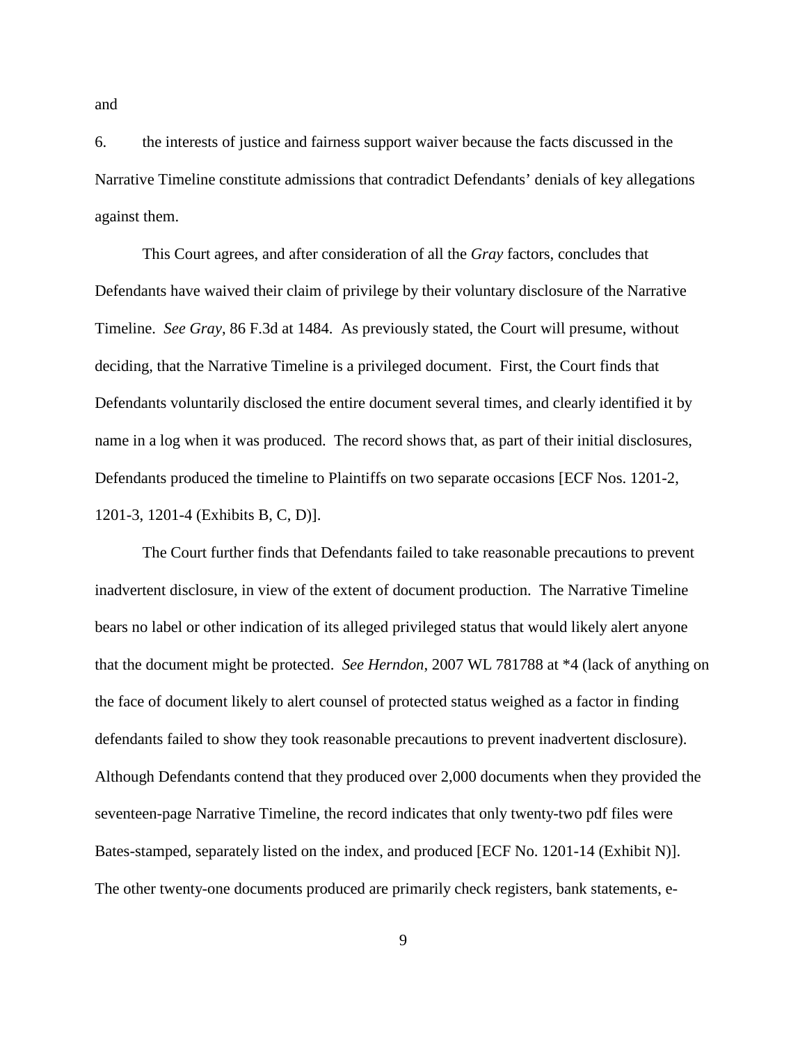and

6. the interests of justice and fairness support waiver because the facts discussed in the Narrative Timeline constitute admissions that contradict Defendants' denials of key allegations against them.

This Court agrees, and after consideration of all the *Gray* factors, concludes that Defendants have waived their claim of privilege by their voluntary disclosure of the Narrative Timeline. *See Gray*, 86 F.3d at 1484. As previously stated, the Court will presume, without deciding, that the Narrative Timeline is a privileged document. First, the Court finds that Defendants voluntarily disclosed the entire document several times, and clearly identified it by name in a log when it was produced. The record shows that, as part of their initial disclosures, Defendants produced the timeline to Plaintiffs on two separate occasions [ECF Nos. 1201-2, 1201-3, 1201-4 (Exhibits B, C, D)].

The Court further finds that Defendants failed to take reasonable precautions to prevent inadvertent disclosure, in view of the extent of document production. The Narrative Timeline bears no label or other indication of its alleged privileged status that would likely alert anyone that the document might be protected. *See Herndon*, 2007 WL 781788 at *4 (lack of anything on the face of document likely to alert counsel of protected status weighed as a factor in finding defendants failed to show they took reasonable precautions to prevent inadvertent disclosure). Although Defendants contend that they produced over 2,000 documents when they provided the seventeen-page Narrative Timeline, the record indicates that only twenty-two pdf files were Bates-stamped, separately listed on the index, and produced [ECF No. 1201-14 (Exhibit N)]. The other twenty-one documents produced are primarily check registers, bank statements, e-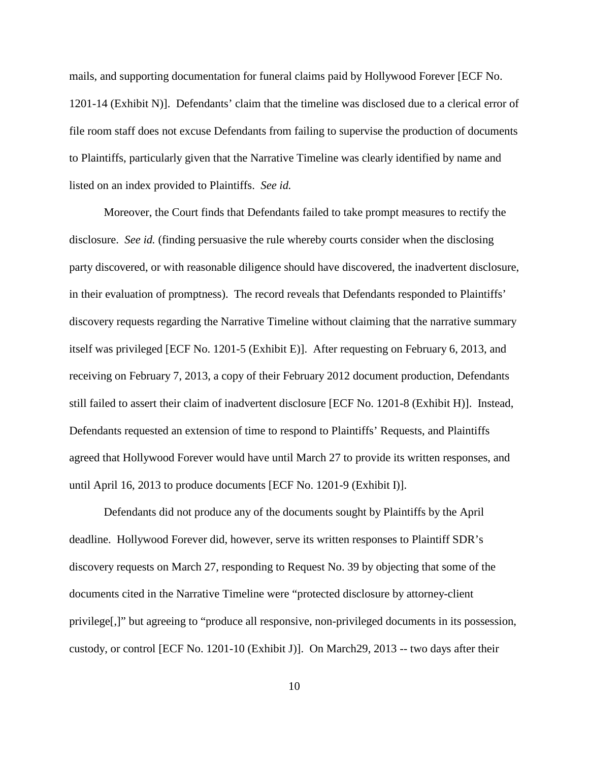mails, and supporting documentation for funeral claims paid by Hollywood Forever [ECF No. 1201-14 (Exhibit N)]. Defendants' claim that the timeline was disclosed due to a clerical error of file room staff does not excuse Defendants from failing to supervise the production of documents to Plaintiffs, particularly given that the Narrative Timeline was clearly identified by name and listed on an index provided to Plaintiffs. *See id.*

Moreover, the Court finds that Defendants failed to take prompt measures to rectify the disclosure. *See id.* (finding persuasive the rule whereby courts consider when the disclosing party discovered, or with reasonable diligence should have discovered, the inadvertent disclosure, in their evaluation of promptness). The record reveals that Defendants responded to Plaintiffs' discovery requests regarding the Narrative Timeline without claiming that the narrative summary itself was privileged [ECF No. 1201-5 (Exhibit E)]. After requesting on February 6, 2013, and receiving on February 7, 2013, a copy of their February 2012 document production, Defendants still failed to assert their claim of inadvertent disclosure [ECF No. 1201-8 (Exhibit H)]. Instead, Defendants requested an extension of time to respond to Plaintiffs' Requests, and Plaintiffs agreed that Hollywood Forever would have until March 27 to provide its written responses, and until April 16, 2013 to produce documents [ECF No. 1201-9 (Exhibit I)].

Defendants did not produce any of the documents sought by Plaintiffs by the April deadline. Hollywood Forever did, however, serve its written responses to Plaintiff SDR's discovery requests on March 27, responding to Request No. 39 by objecting that some of the documents cited in the Narrative Timeline were "protected disclosure by attorney-client privilege[,]" but agreeing to "produce all responsive, non-privileged documents in its possession, custody, or control [ECF No. 1201-10 (Exhibit J)]. On March29, 2013 -- two days after their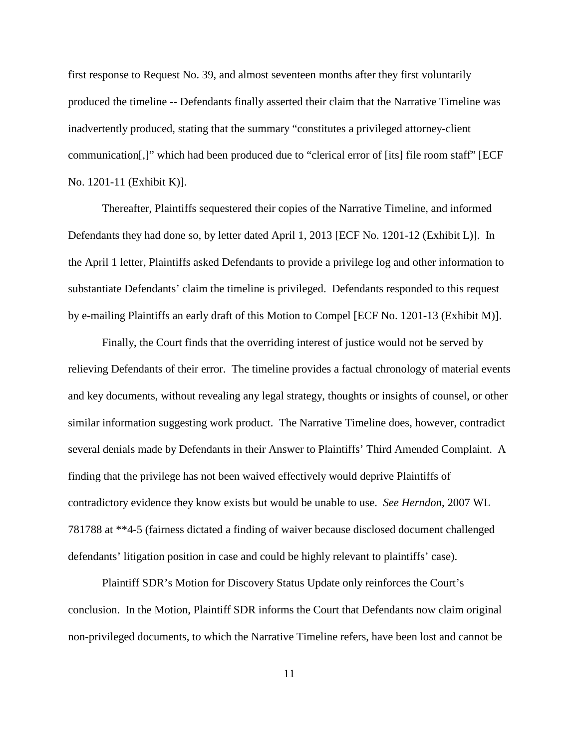first response to Request No. 39, and almost seventeen months after they first voluntarily produced the timeline -- Defendants finally asserted their claim that the Narrative Timeline was inadvertently produced, stating that the summary "constitutes a privileged attorney-client communication[,]" which had been produced due to "clerical error of [its] file room staff" [ECF No. 1201-11 (Exhibit K)].

Thereafter, Plaintiffs sequestered their copies of the Narrative Timeline, and informed Defendants they had done so, by letter dated April 1, 2013 [ECF No. 1201-12 (Exhibit L)]. In the April 1 letter, Plaintiffs asked Defendants to provide a privilege log and other information to substantiate Defendants' claim the timeline is privileged. Defendants responded to this request by e-mailing Plaintiffs an early draft of this Motion to Compel [ECF No. 1201-13 (Exhibit M)].

Finally, the Court finds that the overriding interest of justice would not be served by relieving Defendants of their error. The timeline provides a factual chronology of material events and key documents, without revealing any legal strategy, thoughts or insights of counsel, or other similar information suggesting work product. The Narrative Timeline does, however, contradict several denials made by Defendants in their Answer to Plaintiffs' Third Amended Complaint. A finding that the privilege has not been waived effectively would deprive Plaintiffs of contradictory evidence they know exists but would be unable to use. *See Herndon*, 2007 WL 781788 at **4-5 (fairness dictated a finding of waiver because disclosed document challenged defendants' litigation position in case and could be highly relevant to plaintiffs' case).

Plaintiff SDR's Motion for Discovery Status Update only reinforces the Court's conclusion. In the Motion, Plaintiff SDR informs the Court that Defendants now claim original non-privileged documents, to which the Narrative Timeline refers, have been lost and cannot be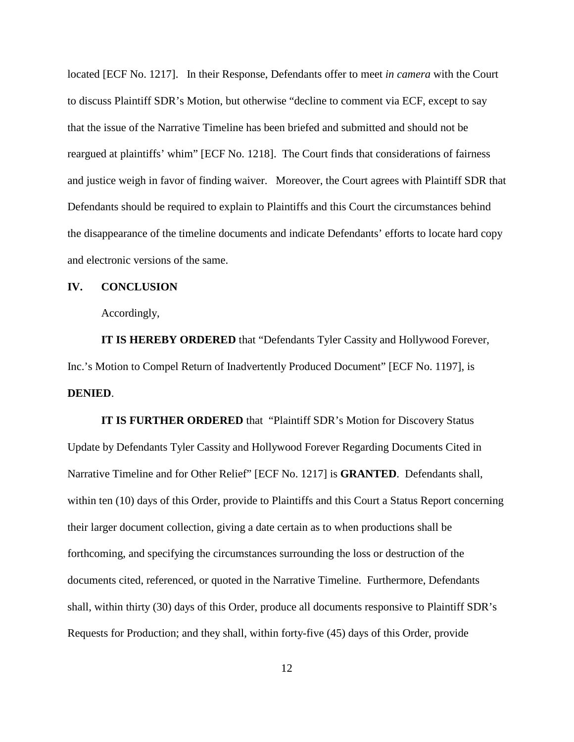located [ECF No. 1217]. In their Response, Defendants offer to meet *in camera* with the Court to discuss Plaintiff SDR's Motion, but otherwise "decline to comment via ECF, except to say that the issue of the Narrative Timeline has been briefed and submitted and should not be reargued at plaintiffs' whim" [ECF No. 1218]. The Court finds that considerations of fairness and justice weigh in favor of finding waiver. Moreover, the Court agrees with Plaintiff SDR that Defendants should be required to explain to Plaintiffs and this Court the circumstances behind the disappearance of the timeline documents and indicate Defendants' efforts to locate hard copy and electronic versions of the same.

## IV. CONCLUSION

Accordingly,

**IT IS HEREBY ORDERED** that "Defendants Tyler Cassity and Hollywood Forever, Inc.'s Motion to Compel Return of Inadvertently Produced Document" [ECF No. 1197], is **DENIED**.

**IT IS FURTHER ORDERED** that "Plaintiff SDR's Motion for Discovery Status Update by Defendants Tyler Cassity and Hollywood Forever Regarding Documents Cited in Narrative Timeline and for Other Relief" [ECF No. 1217] is **GRANTED**. Defendants shall, within ten (10) days of this Order, provide to Plaintiffs and this Court a Status Report concerning their larger document collection, giving a date certain as to when productions shall be forthcoming, and specifying the circumstances surrounding the loss or destruction of the documents cited, referenced, or quoted in the Narrative Timeline. Furthermore, Defendants shall, within thirty (30) days of this Order, produce all documents responsive to Plaintiff SDR's Requests for Production; and they shall, within forty-five (45) days of this Order, provide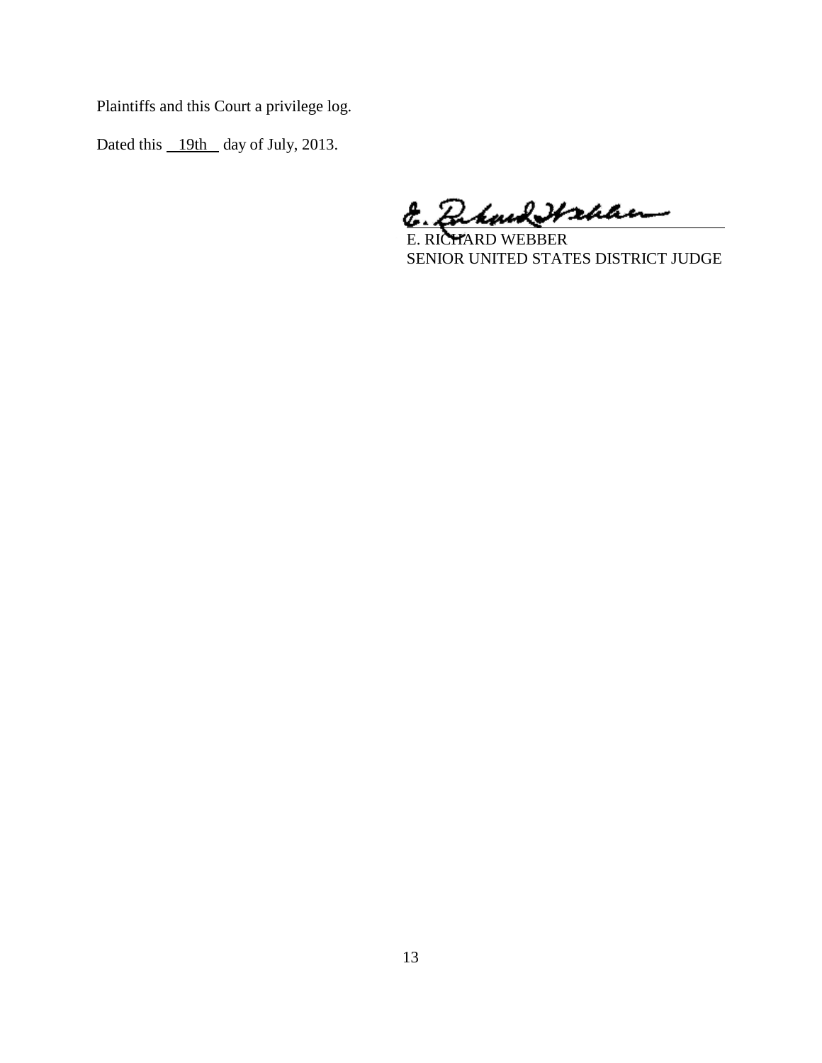Plaintiffs and this Court a privilege log.

Dated this 19th day of July, 2013.

E. RICHARD WEBBER
SENIOR UNITED STATES DISTRICT JUDGE